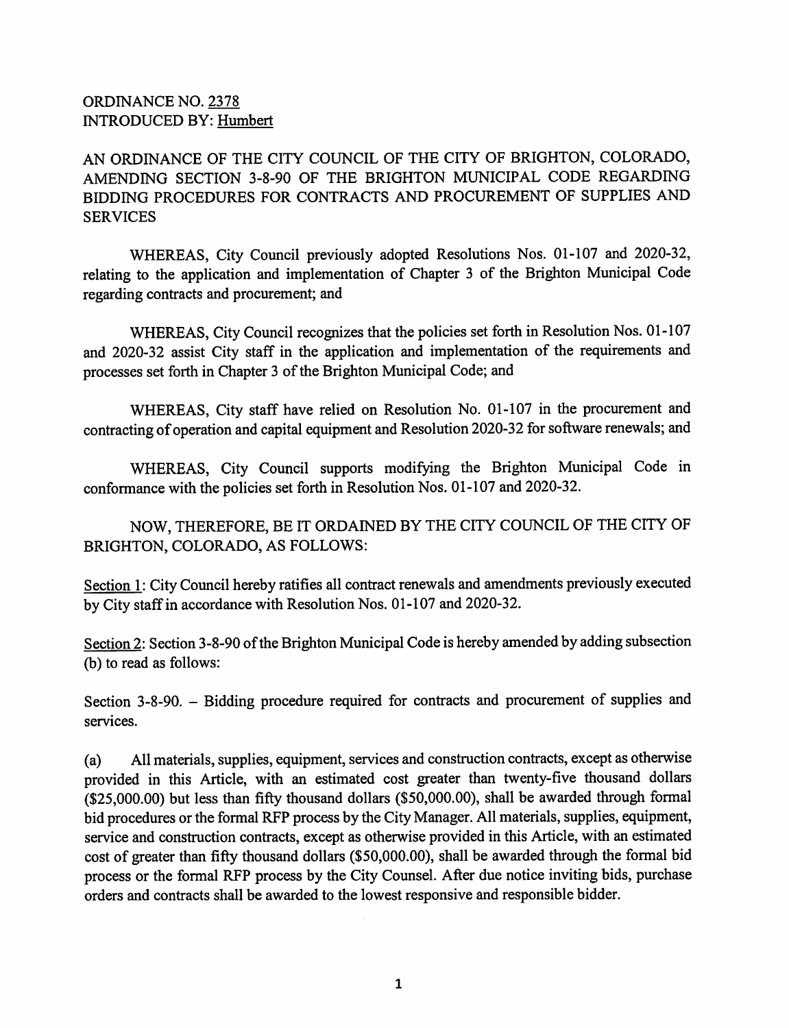ORDINANCE NO. 2378
INTRODUCED BY: Humbert

AN ORDINANCE OF THE CITY COUNCIL OF THE CITY OF BRIGHTON, COLORADO, AMENDING SECTION 3-8-90 OF THE BRIGHTON MUNICIPAL CODE REGARDING BIDDING PROCEDURES FOR CONTRACTS AND PROCUREMENT OF SUPPLIES AND SERVICES

WHEREAS, City Council previously adopted Resolutions Nos. 01-107 and 2020-32, relating to the application and implementation of Chapter 3 of the Brighton Municipal Code regarding contracts and procurement; and

WHEREAS, City Council recognizes that the policies set forth in Resolution Nos. 01-107 and 2020-32 assist City staff in the application and implementation of the requirements and processes set forth in Chapter 3 of the Brighton Municipal Code; and

WHEREAS, City staff have relied on Resolution No. 01-107 in the procurement and contracting of operation and capital equipment and Resolution 2020-32 for software renewals; and

WHEREAS, City Council supports modifying the Brighton Municipal Code in conformance with the policies set forth in Resolution Nos. 01-107 and 2020-32.

NOW, THEREFORE, BE IT ORDAINED BY THE CITY COUNCIL OF THE CITY OF BRIGHTON, COLORADO, AS FOLLOWS:

Section 1: City Council hereby ratifies all contract renewals and amendments previously executed by City staff in accordance with Resolution Nos. 01-107 and 2020-32.

Section 2: Section 3-8-90 of the Brighton Municipal Code is hereby amended by adding subsection (b) to read as follows:

Section 3-8-90. – Bidding procedure required for contracts and procurement of supplies and services.

(a) All materials, supplies, equipment, services and construction contracts, except as otherwise provided in this Article, with an estimated cost greater than twenty-five thousand dollars ($25,000.00) but less than fifty thousand dollars ($50,000.00), shall be awarded through formal bid procedures or the formal RFP process by the City Manager. All materials, supplies, equipment, service and construction contracts, except as otherwise provided in this Article, with an estimated cost of greater than fifty thousand dollars ($50,000.00), shall be awarded through the formal bid process or the formal RFP process by the City Counsel. After due notice inviting bids, purchase orders and contracts shall be awarded to the lowest responsive and responsible bidder.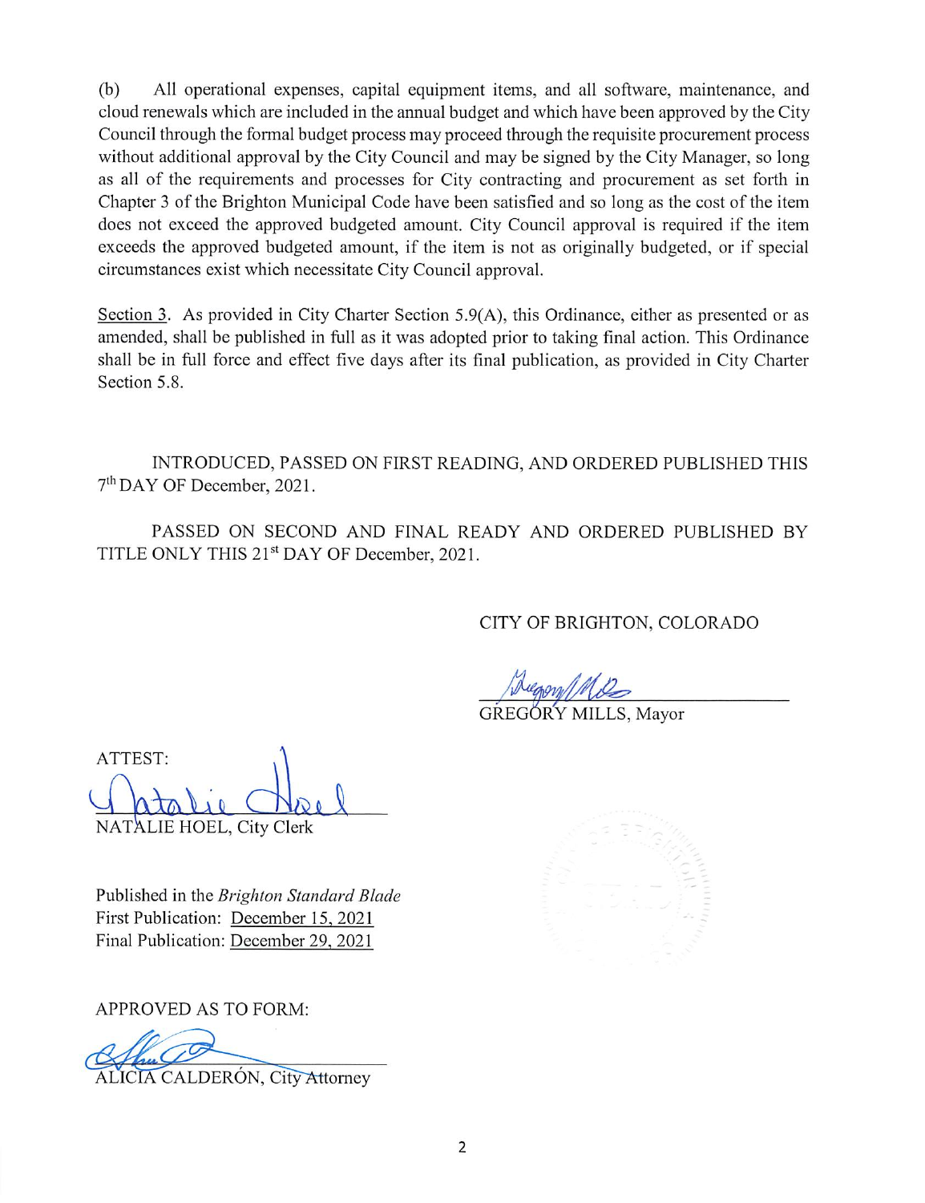(b) All operational expenses, capital equipment items, and all software, maintenance, and cloud renewals which are included in the annual budget and which have been approved by the City Council through the formal budget process may proceed through the requisite procurement process without additional approval by the City Council and may be signed by the City Manager, so long as all of the requirements and processes for City contracting and procurement as set forth in Chapter 3 of the Brighton Municipal Code have been satisfied and so long as the cost of the item does not exceed the approved budgeted amount. City Council approval is required if the item exceeds the approved budgeted amount, if the item is not as originally budgeted, or if special circumstances exist which necessitate City Council approval.

Section 3. As provided in City Charter Section 5.9(A), this Ordinance, either as presented or as amended, shall be published in full as it was adopted prior to taking final action. This Ordinance shall be in full force and effect five days after its final publication, as provided in City Charter Section 5.8.

INTRODUCED, PASSED ON FIRST READING, AND ORDERED PUBLISHED THIS 7th DAY OF December, 2021.

PASSED ON SECOND AND FINAL READY AND ORDERED PUBLISHED BY TITLE ONLY THIS 21st DAY OF December, 2021.

CITY OF BRIGHTON, COLORADO

GREGORY MILLS, Mayor

ATTEST:

NATALIE HOEL, City Clerk

Published in the *Brighton Standard Blade*
First Publication: December 15, 2021
Final Publication: December 29, 2021

APPROVED AS TO FORM:

ALICIA CALDERÓN, City Attorney